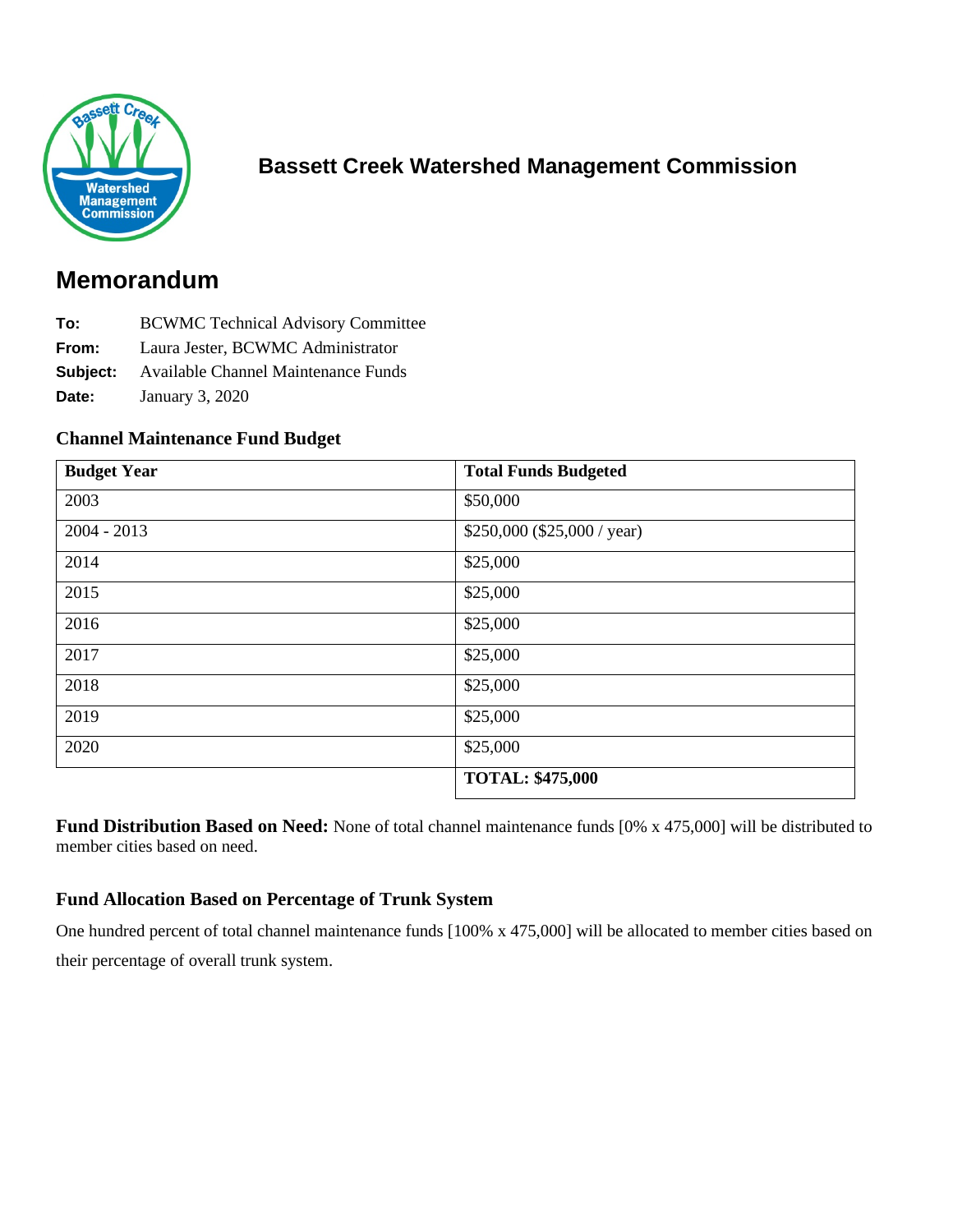## Bassett Creek Watershed Management Commission

# Memorandum

**To:** BCWMC Technical Advisory Committee
**From:** Laura Jester, BCWMC Administrator
**Subject:** Available Channel Maintenance Funds
**Date:** January 3, 2020

### Channel Maintenance Fund Budget

| Budget Year | Total Funds Budgeted |
|---|---|
| 2003 | $50,000 |
| 2004 - 2013 | $250,000 ($25,000 / year) |
| 2014 | $25,000 |
| 2015 | $25,000 |
| 2016 | $25,000 |
| 2017 | $25,000 |
| 2018 | $25,000 |
| 2019 | $25,000 |
| 2020 | $25,000 |
| | **TOTAL: $475,000** |

**Fund Distribution Based on Need:** None of total channel maintenance funds [0% x 475,000] will be distributed to member cities based on need.

### Fund Allocation Based on Percentage of Trunk System

One hundred percent of total channel maintenance funds [100% x 475,000] will be allocated to member cities based on their percentage of overall trunk system.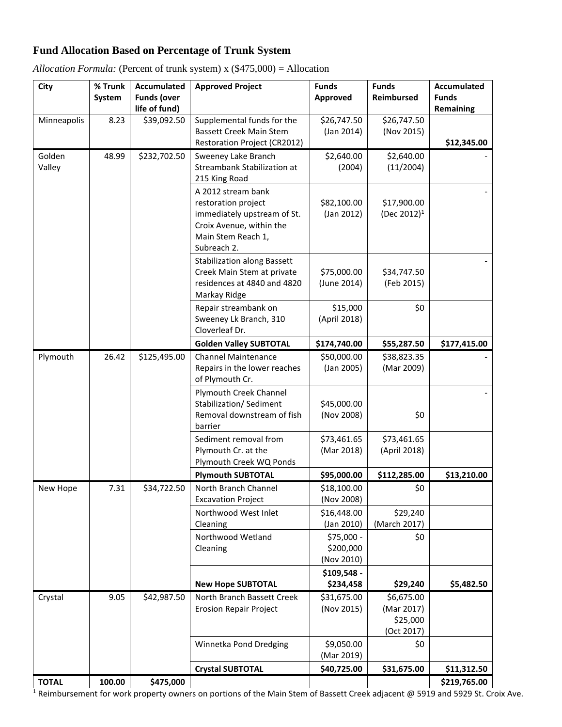## Fund Allocation Based on Percentage of Trunk System

*Allocation Formula:* (Percent of trunk system) x ($475,000) = Allocation

| City | % Trunk System | Accumulated Funds (over life of fund) | Approved Project | Funds Approved | Funds Reimbursed | Accumulated Funds Remaining |
|---|---|---|---|---|---|---|
| Minneapolis | 8.23 | $39,092.50 | Supplemental funds for the Bassett Creek Main Stem Restoration Project (CR2012) | $26,747.50 (Jan 2014) | $26,747.50 (Nov 2015) | **$12,345.00** |
| Golden Valley | 48.99 | $232,702.50 | Sweeney Lake Branch Streambank Stabilization at 215 King Road | $2,640.00 (2004) | $2,640.00 (11/2004) | - |
| | | | A 2012 stream bank restoration project immediately upstream of St. Croix Avenue, within the Main Stem Reach 1, Subreach 2. | $82,100.00 (Jan 2012) | $17,900.00 (Dec 2012)[1] | - |
| | | | Stabilization along Bassett Creek Main Stem at private residences at 4840 and 4820 Markay Ridge | $75,000.00 (June 2014) | $34,747.50 (Feb 2015) | - |
| | | | Repair streambank on Sweeney Lk Branch, 310 Cloverleaf Dr. | $15,000 (April 2018) | $0 | |
| | | | **Golden Valley SUBTOTAL** | **$174,740.00** | **$55,287.50** | **$177,415.00** |
| Plymouth | 26.42 | $125,495.00 | Channel Maintenance Repairs in the lower reaches of Plymouth Cr. | $50,000.00 (Jan 2005) | $38,823.35 (Mar 2009) | - |
| | | | Plymouth Creek Channel Stabilization/ Sediment Removal downstream of fish barrier | $45,000.00 (Nov 2008) | $0 | - |
| | | | Sediment removal from Plymouth Cr. at the Plymouth Creek WQ Ponds | $73,461.65 (Mar 2018) | $73,461.65 (April 2018) | |
| | | | **Plymouth SUBTOTAL** | **$95,000.00** | **$112,285.00** | **$13,210.00** |
| New Hope | 7.31 | $34,722.50 | North Branch Channel Excavation Project | $18,100.00 (Nov 2008) | $0 | |
| | | | Northwood West Inlet Cleaning | $16,448.00 (Jan 2010) | $29,240 (March 2017) | |
| | | | Northwood Wetland Cleaning | $75,000 - $200,000 (Nov 2010) | $0 | |
| | | | **New Hope SUBTOTAL** | **$109,548 - $234,458** | **$29,240** | **$5,482.50** |
| Crystal | 9.05 | $42,987.50 | North Branch Bassett Creek Erosion Repair Project | $31,675.00 (Nov 2015) | $6,675.00 (Mar 2017) $25,000 (Oct 2017) | |
| | | | Winnetka Pond Dredging | $9,050.00 (Mar 2019) | $0 | |
| | | | **Crystal SUBTOTAL** | **$40,725.00** | **$31,675.00** | **$11,312.50** |
| **TOTAL** | **100.00** | **$475,000** | | | | **$219,765.00** |

[1] Reimbursement for work property owners on portions of the Main Stem of Bassett Creek adjacent @ 5919 and 5929 St. Croix Ave.